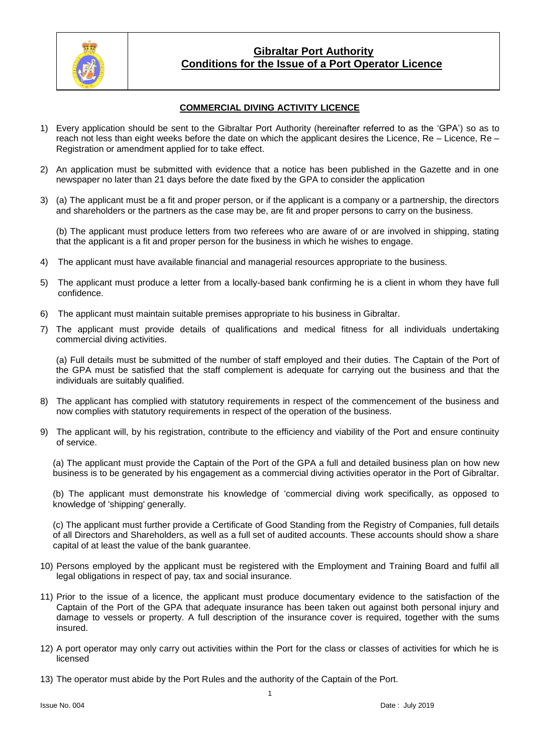# Gibraltar Port Authority
## Conditions for the Issue of a Port Operator Licence

### COMMERCIAL DIVING ACTIVITY LICENCE

1) Every application should be sent to the Gibraltar Port Authority (hereinafter referred to as the 'GPA') so as to reach not less than eight weeks before the date on which the applicant desires the Licence, Re – Licence, Re – Registration or amendment applied for to take effect.

2) An application must be submitted with evidence that a notice has been published in the Gazette and in one newspaper no later than 21 days before the date fixed by the GPA to consider the application

3) (a) The applicant must be a fit and proper person, or if the applicant is a company or a partnership, the directors and shareholders or the partners as the case may be, are fit and proper persons to carry on the business.

   (b) The applicant must produce letters from two referees who are aware of or are involved in shipping, stating that the applicant is a fit and proper person for the business in which he wishes to engage.

4) The applicant must have available financial and managerial resources appropriate to the business.

5) The applicant must produce a letter from a locally-based bank confirming he is a client in whom they have full confidence.

6) The applicant must maintain suitable premises appropriate to his business in Gibraltar.

7) The applicant must provide details of qualifications and medical fitness for all individuals undertaking commercial diving activities.

   (a) Full details must be submitted of the number of staff employed and their duties. The Captain of the Port of the GPA must be satisfied that the staff complement is adequate for carrying out the business and that the individuals are suitably qualified.

8) The applicant has complied with statutory requirements in respect of the commencement of the business and now complies with statutory requirements in respect of the operation of the business.

9) The applicant will, by his registration, contribute to the efficiency and viability of the Port and ensure continuity of service.

   (a) The applicant must provide the Captain of the Port of the GPA a full and detailed business plan on how new business is to be generated by his engagement as a commercial diving activities operator in the Port of Gibraltar.

   (b) The applicant must demonstrate his knowledge of 'commercial diving work specifically, as opposed to knowledge of 'shipping' generally.

   (c) The applicant must further provide a Certificate of Good Standing from the Registry of Companies, full details of all Directors and Shareholders, as well as a full set of audited accounts. These accounts should show a share capital of at least the value of the bank guarantee.

10) Persons employed by the applicant must be registered with the Employment and Training Board and fulfil all legal obligations in respect of pay, tax and social insurance.

11) Prior to the issue of a licence, the applicant must produce documentary evidence to the satisfaction of the Captain of the Port of the GPA that adequate insurance has been taken out against both personal injury and damage to vessels or property. A full description of the insurance cover is required, together with the sums insured.

12) A port operator may only carry out activities within the Port for the class or classes of activities for which he is licensed

13) The operator must abide by the Port Rules and the authority of the Captain of the Port.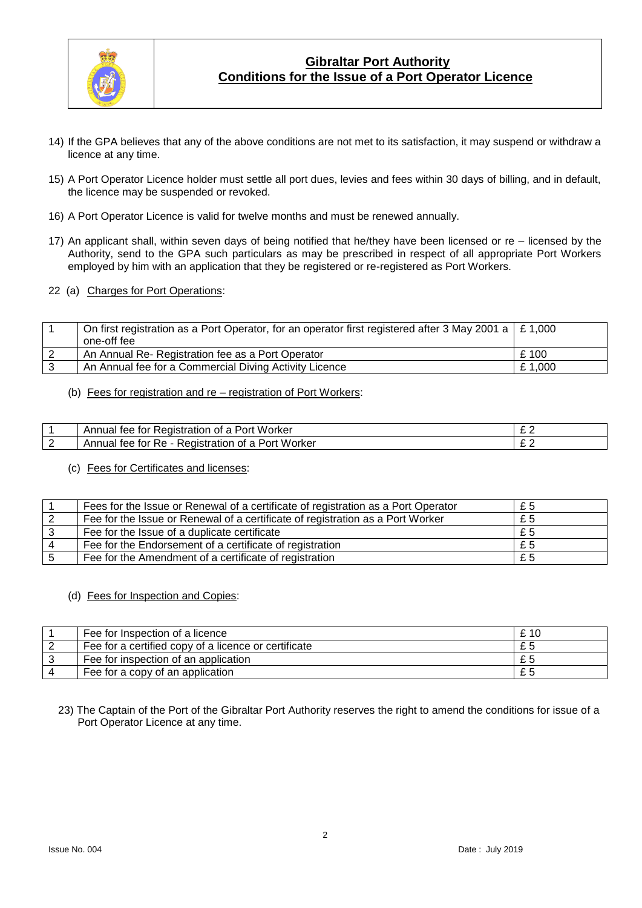14) If the GPA believes that any of the above conditions are not met to its satisfaction, it may suspend or withdraw a licence at any time.

15) A Port Operator Licence holder must settle all port dues, levies and fees within 30 days of billing, and in default, the licence may be suspended or revoked.

16) A Port Operator Licence is valid for twelve months and must be renewed annually.

17) An applicant shall, within seven days of being notified that he/they have been licensed or re – licensed by the Authority, send to the GPA such particulars as may be prescribed in respect of all appropriate Port Workers employed by him with an application that they be registered or re-registered as Port Workers.

22 (a) Charges for Port Operations:

| | | |
|---|---|---|
| 1 | On first registration as a Port Operator, for an operator first registered after 3 May 2001 a one-off fee | £ 1,000 |
| 2 | An Annual Re- Registration fee as a Port Operator | £ 100 |
| 3 | An Annual fee for a Commercial Diving Activity Licence | £ 1,000 |

(b) Fees for registration and re – registration of Port Workers:

| | | |
|---|---|---|
| 1 | Annual fee for Registration of a Port Worker | £ 2 |
| 2 | Annual fee for Re - Registration of a Port Worker | £ 2 |

(c) Fees for Certificates and licenses:

| | | |
|---|---|---|
| 1 | Fees for the Issue or Renewal of a certificate of registration as a Port Operator | £ 5 |
| 2 | Fee for the Issue or Renewal of a certificate of registration as a Port Worker | £ 5 |
| 3 | Fee for the Issue of a duplicate certificate | £ 5 |
| 4 | Fee for the Endorsement of a certificate of registration | £ 5 |
| 5 | Fee for the Amendment of a certificate of registration | £ 5 |

(d) Fees for Inspection and Copies:

| | | |
|---|---|---|
| 1 | Fee for Inspection of a licence | £ 10 |
| 2 | Fee for a certified copy of a licence or certificate | £ 5 |
| 3 | Fee for inspection of an application | £ 5 |
| 4 | Fee for a copy of an application | £ 5 |

23) The Captain of the Port of the Gibraltar Port Authority reserves the right to amend the conditions for issue of a Port Operator Licence at any time.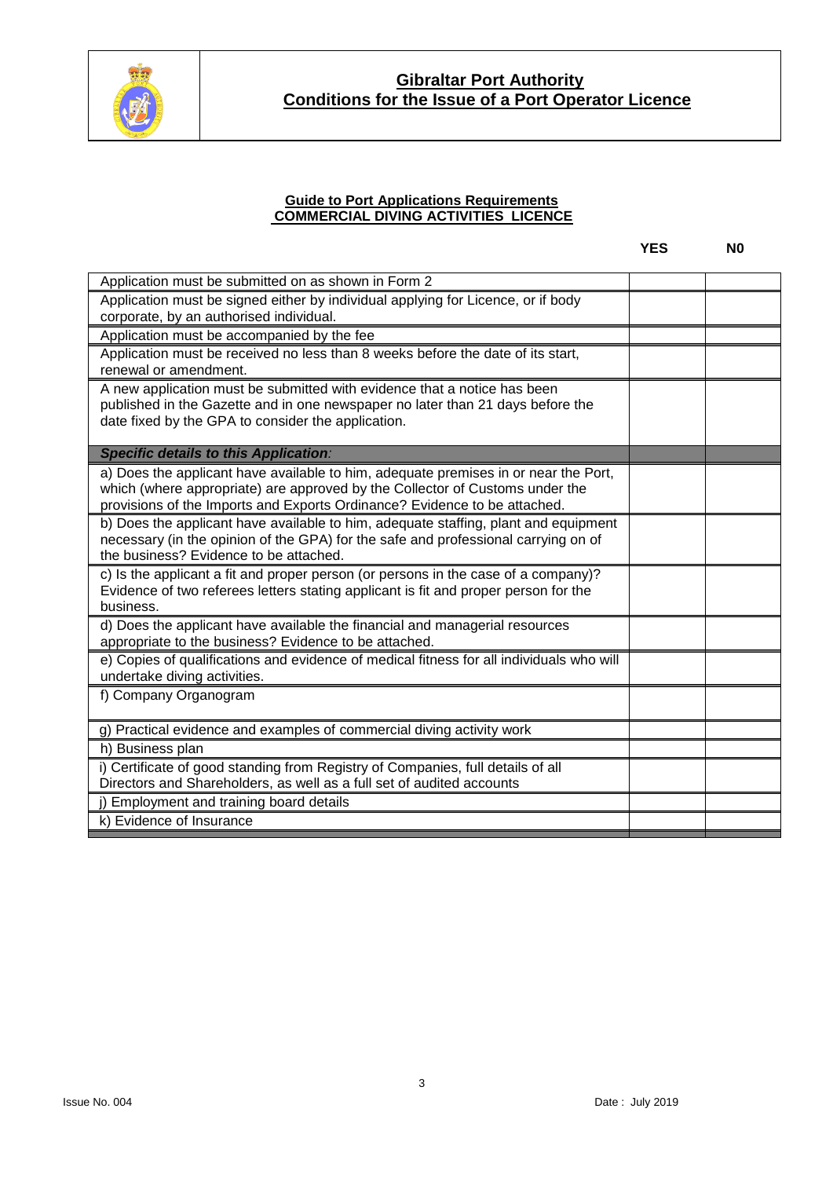# Gibraltar Port Authority
## Conditions for the Issue of a Port Operator Licence

### Guide to Port Applications Requirements
### COMMERCIAL DIVING ACTIVITIES LICENCE

| | YES | N0 |
|---|---|---|
| Application must be submitted on as shown in Form 2 | | |
| Application must be signed either by individual applying for Licence, or if body corporate, by an authorised individual. | | |
| Application must be accompanied by the fee | | |
| Application must be received no less than 8 weeks before the date of its start, renewal or amendment. | | |
| A new application must be submitted with evidence that a notice has been published in the Gazette and in one newspaper no later than 21 days before the date fixed by the GPA to consider the application. | | |
| ***Specific details to this Application:*** | | |
| a) Does the applicant have available to him, adequate premises in or near the Port, which (where appropriate) are approved by the Collector of Customs under the provisions of the Imports and Exports Ordinance? Evidence to be attached. | | |
| b) Does the applicant have available to him, adequate staffing, plant and equipment necessary (in the opinion of the GPA) for the safe and professional carrying on of the business? Evidence to be attached. | | |
| c) Is the applicant a fit and proper person (or persons in the case of a company)? Evidence of two referees letters stating applicant is fit and proper person for the business. | | |
| d) Does the applicant have available the financial and managerial resources appropriate to the business? Evidence to be attached. | | |
| e) Copies of qualifications and evidence of medical fitness for all individuals who will undertake diving activities. | | |
| f) Company Organogram | | |
| g) Practical evidence and examples of commercial diving activity work | | |
| h) Business plan | | |
| i) Certificate of good standing from Registry of Companies, full details of all Directors and Shareholders, as well as a full set of audited accounts | | |
| j) Employment and training board details | | |
| k) Evidence of Insurance | | |

Issue No. 004 Date : July 2019